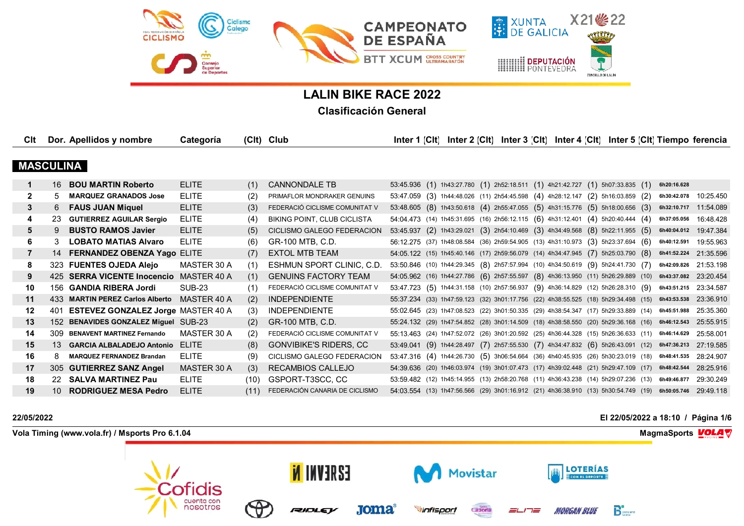# CAMPEONATO DE ESPAÑA

BTT XCUM CROSS COUNTRY ULTRAMARATÓN

## LALIN BIKE RACE 2022

### Clasificación General

## MASCULINA

| Clt | Dor. | Apellidos y nombre | Categoría | (Clt) | Club | Inter 1 | (Clt) | Inter 2 | (Clt) | Inter 3 | (Clt) | Inter 4 | (Clt) | Inter 5 | (Clt) | Tiempo | ferencia |
|---|---|---|---|---|---|---|---|---|---|---|---|---|---|---|---|---|---|
| 1 | 16 | BOU MARTIN Roberto | ELITE | (1) | CANNONDALE TB | 53:45.936 | (1) | 1h43:27.780 | (1) | 2h52:18.511 | (1) | 4h21:42.727 | (1) | 5h07:33.835 | (1) | 6h20:16.628 | |
| 2 | 5 | MARQUEZ GRANADOS Jose | ELITE | (2) | PRIMAFLOR MONDRAKER GENUINS | 53:47.059 | (3) | 1h44:48.026 | (11) | 2h54:45.598 | (4) | 4h28:12.147 | (2) | 5h16:03.859 | (2) | 6h30:42.078 | 10:25.450 |
| 3 | 6 | FAUS JUAN Miquel | ELITE | (3) | FEDERACIÓ CICLISME COMUNITAT V | 53:48.605 | (8) | 1h43:50.618 | (4) | 2h55:47.055 | (5) | 4h31:15.776 | (5) | 5h18:00.656 | (3) | 6h32:10.717 | 11:54.089 |
| 4 | 23 | GUTIERREZ AGUILAR Sergio | ELITE | (4) | BIKING POINT, CLUB CICLISTA | 54:04.473 | (14) | 1h45:31.695 | (16) | 2h56:12.115 | (6) | 4h31:12.401 | (4) | 5h20:40.444 | (4) | 6h37:05.056 | 16:48.428 |
| 5 | 9 | BUSTO RAMOS Javier | ELITE | (5) | CICLISMO GALEGO FEDERACION | 53:45.937 | (2) | 1h43:29.021 | (3) | 2h54:10.469 | (3) | 4h34:49.568 | (8) | 5h22:11.955 | (5) | 6h40:04.012 | 19:47.384 |
| 6 | 3 | LOBATO MATIAS Alvaro | ELITE | (6) | GR-100 MTB, C.D. | 56:12.275 | (37) | 1h48:08.584 | (36) | 2h59:54.905 | (13) | 4h31:10.973 | (3) | 5h23:37.694 | (6) | 6h40:12.591 | 19:55.963 |
| 7 | 14 | FERNANDEZ OBENZA Yago | ELITE | (7) | EXTOL MTB TEAM | 54:05.122 | (15) | 1h45:40.146 | (17) | 2h59:56.079 | (14) | 4h34:47.945 | (7) | 5h25:03.790 | (8) | 6h41:52.224 | 21:35.596 |
| 8 | 323 | FUENTES OJEDA Alejo | MASTER 30 A | (1) | ESHMUN SPORT CLINIC, C.D. | 53:50.846 | (10) | 1h44:29.345 | (8) | 2h57:57.994 | (10) | 4h34:50.619 | (9) | 5h24:41.730 | (7) | 6h42:09.826 | 21:53.198 |
| 9 | 425 | SERRA VICENTE Inocencio | MASTER 40 A | (1) | GENUINS FACTORY TEAM | 54:05.962 | (16) | 1h44:27.786 | (6) | 2h57:55.597 | (8) | 4h36:13.950 | (11) | 5h26:29.889 | (10) | 6h43:37.082 | 23:20.454 |
| 10 | 156 | GANDIA RIBERA Jordi | SUB-23 | (1) | FEDERACIÓ CICLISME COMUNITAT V | 53:47.723 | (5) | 1h44:31.158 | (10) | 2h57:56.937 | (9) | 4h36:14.829 | (12) | 5h26:28.310 | (9) | 6h43:51.215 | 23:34.587 |
| 11 | 433 | MARTIN PEREZ Carlos Alberto | MASTER 40 A | (2) | INDEPENDIENTE | 55:37.234 | (33) | 1h47:59.123 | (32) | 3h01:17.756 | (22) | 4h38:55.525 | (18) | 5h29:34.498 | (15) | 6h43:53.538 | 23:36.910 |
| 12 | 401 | ESTEVEZ GONZALEZ Jorge | MASTER 40 A | (3) | INDEPENDIENTE | 55:02.645 | (23) | 1h47:08.523 | (22) | 3h01:50.335 | (29) | 4h38:54.347 | (17) | 5h29:33.889 | (14) | 6h45:51.988 | 25:35.360 |
| 13 | 152 | BENAVIDES GONZALEZ Miguel | SUB-23 | (2) | GR-100 MTB, C.D. | 55:24.132 | (29) | 1h47:54.852 | (28) | 3h01:14.509 | (18) | 4h38:58.550 | (20) | 5h29:36.168 | (16) | 6h46:12.543 | 25:55.915 |
| 14 | 309 | BENAVENT MARTINEZ Fernando | MASTER 30 A | (2) | FEDERACIÓ CICLISME COMUNITAT V | 55:13.463 | (24) | 1h47:52.072 | (26) | 3h01:20.592 | (25) | 4h36:44.328 | (15) | 5h26:36.633 | (11) | 6h46:14.629 | 25:58.001 |
| 15 | 13 | GARCIA ALBALADEJO Antonio | ELITE | (8) | GONVIBIKE'S RIDERS, CC | 53:49.041 | (9) | 1h44:28.497 | (7) | 2h57:55.530 | (7) | 4h34:47.832 | (6) | 5h26:43.091 | (12) | 6h47:36.213 | 27:19.585 |
| 16 | 8 | MARQUEZ FERNANDEZ Brandan | ELITE | (9) | CICLISMO GALEGO FEDERACION | 53:47.316 | (4) | 1h44:26.730 | (5) | 3h06:54.664 | (36) | 4h40:45.935 | (26) | 5h30:23.019 | (18) | 6h48:41.535 | 28:24.907 |
| 17 | 305 | GUTIERREZ SANZ Angel | MASTER 30 A | (3) | RECAMBIOS CALLEJO | 54:39.636 | (20) | 1h46:03.974 | (19) | 3h01:07.473 | (17) | 4h39:02.448 | (21) | 5h29:47.109 | (17) | 6h48:42.544 | 28:25.916 |
| 18 | 22 | SALVA MARTINEZ Pau | ELITE | (10) | GSPORT-T3SCC, CC | 53:59.482 | (12) | 1h45:14.955 | (13) | 2h58:20.768 | (11) | 4h36:43.238 | (14) | 5h29:07.236 | (13) | 6h49:46.877 | 29:30.249 |
| 19 | 10 | RODRIGUEZ MESA Pedro | ELITE | (11) | FEDERACIÓN CANARIA DE CICLISMO | 54:03.554 | (13) | 1h47:56.566 | (29) | 3h01:16.912 | (21) | 4h36:38.910 | (13) | 5h30:54.749 | (19) | 6h50:05.746 | 29:49.118 |

22/05/2022 — El 22/05/2022 a 18:10

Vola Timing (www.vola.fr) / Msports Pro 6.1.04 — MagmaSports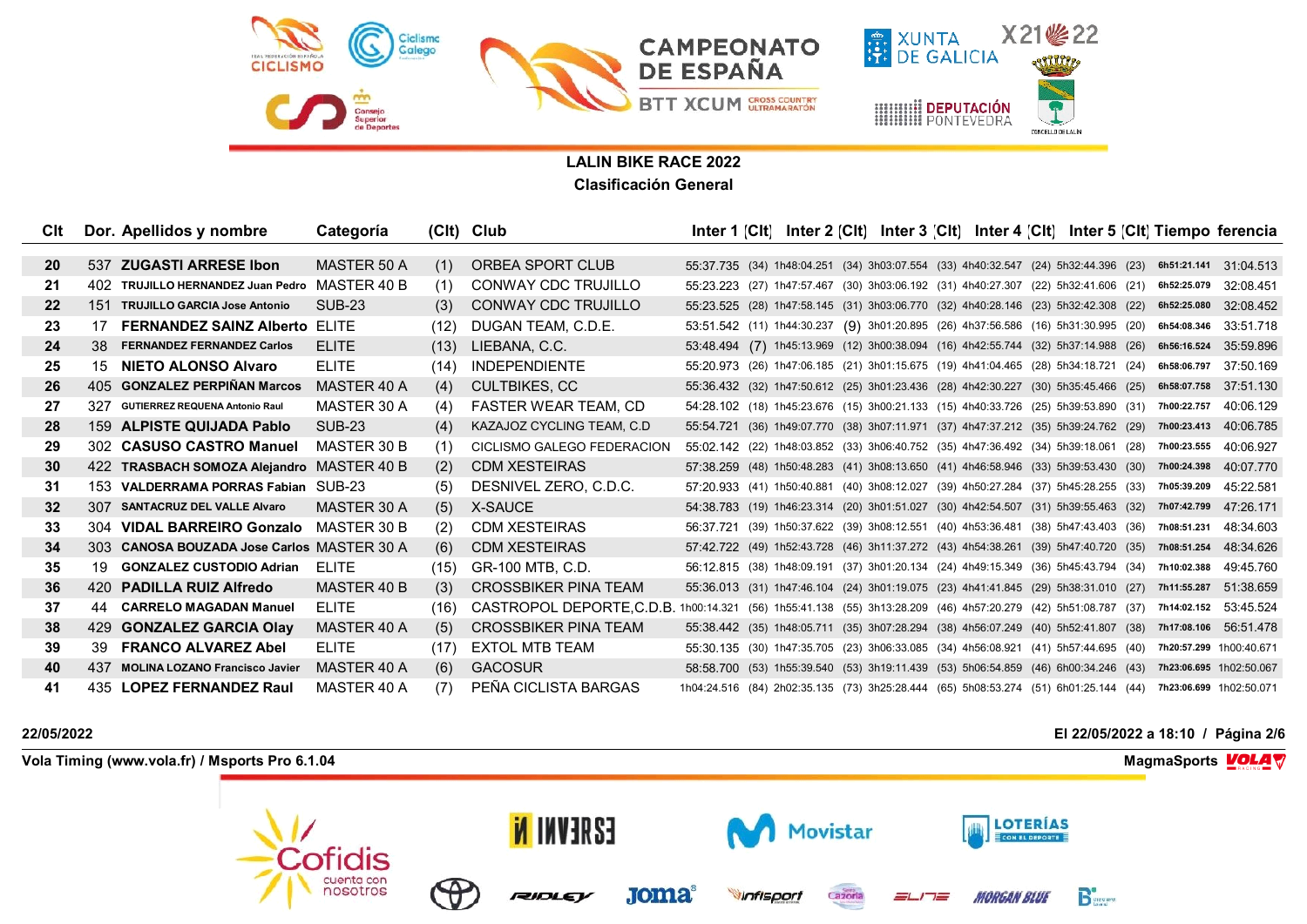## LALIN BIKE RACE 2022

### Clasificación General

| Clt | Dor. | Apellidos y nombre | Categoría | (Clt) | Club | Inter 1 | (Clt) | Inter 2 | (Clt) | Inter 3 | (Clt) | Inter 4 | (Clt) | Inter 5 | (Clt) | Tiempo | ferencia |
|---|---|---|---|---|---|---|---|---|---|---|---|---|---|---|---|---|---|
| 20 | 537 | **ZUGASTI ARRESE Ibon** | MASTER 50 A | (1) | ORBEA SPORT CLUB | 55:37.735 | (34) | 1h48:04.251 | (34) | 3h03:07.554 | (33) | 4h40:32.547 | (24) | 5h32:44.396 | (23) | 6h51:21.141 | 31:04.513 |
| 21 | 402 | **TRUJILLO HERNANDEZ Juan Pedro** | MASTER 40 B | (1) | CONWAY CDC TRUJILLO | 55:23.223 | (27) | 1h47:57.467 | (30) | 3h03:06.192 | (31) | 4h40:27.307 | (22) | 5h32:41.606 | (21) | 6h52:25.079 | 32:08.451 |
| 22 | 151 | **TRUJILLO GARCIA Jose Antonio** | SUB-23 | (3) | CONWAY CDC TRUJILLO | 55:23.525 | (28) | 1h47:58.145 | (31) | 3h03:06.770 | (32) | 4h40:28.146 | (23) | 5h32:42.308 | (22) | 6h52:25.080 | 32:08.452 |
| 23 | 17 | **FERNANDEZ SAINZ Alberto** | ELITE | (12) | DUGAN TEAM, C.D.E. | 53:51.542 | (11) | 1h44:30.237 | (9) | 3h01:20.895 | (26) | 4h37:56.586 | (16) | 5h31:30.995 | (20) | 6h54:08.346 | 33:51.718 |
| 24 | 38 | **FERNANDEZ FERNANDEZ Carlos** | ELITE | (13) | LIEBANA, C.C. | 53:48.494 | (7) | 1h45:13.969 | (12) | 3h00:38.094 | (16) | 4h42:55.744 | (32) | 5h37:14.988 | (26) | 6h56:16.524 | 35:59.896 |
| 25 | 15 | **NIETO ALONSO Alvaro** | ELITE | (14) | INDEPENDIENTE | 55:20.973 | (26) | 1h47:06.185 | (21) | 3h01:15.675 | (19) | 4h41:04.465 | (28) | 5h34:18.721 | (24) | 6h58:06.797 | 37:50.169 |
| 26 | 405 | **GONZALEZ PERPIÑAN Marcos** | MASTER 40 A | (4) | CULTBIKES, CC | 55:36.432 | (32) | 1h47:50.612 | (25) | 3h01:23.436 | (28) | 4h42:30.227 | (30) | 5h35:45.466 | (25) | 6h58:07.758 | 37:51.130 |
| 27 | 327 | **GUTIERREZ REQUENA Antonio Raul** | MASTER 30 A | (4) | FASTER WEAR TEAM, CD | 54:28.102 | (18) | 1h45:23.676 | (15) | 3h00:21.133 | (15) | 4h40:33.726 | (25) | 5h39:53.890 | (31) | 7h00:22.757 | 40:06.129 |
| 28 | 159 | **ALPISTE QUIJADA Pablo** | SUB-23 | (4) | KAZAJOZ CYCLING TEAM, C.D | 55:54.721 | (36) | 1h49:07.770 | (38) | 3h07:11.971 | (37) | 4h47:37.212 | (35) | 5h39:24.762 | (29) | 7h00:23.413 | 40:06.785 |
| 29 | 302 | **CASUSO CASTRO Manuel** | MASTER 30 B | (1) | CICLISMO GALEGO FEDERACION | 55:02.142 | (22) | 1h48:03.852 | (33) | 3h06:40.752 | (35) | 4h47:36.492 | (34) | 5h39:18.061 | (28) | 7h00:23.555 | 40:06.927 |
| 30 | 422 | **TRASBACH SOMOZA Alejandro** | MASTER 40 B | (2) | CDM XESTEIRAS | 57:38.259 | (48) | 1h50:48.283 | (41) | 3h08:13.650 | (41) | 4h46:58.946 | (33) | 5h39:53.430 | (30) | 7h00:24.398 | 40:07.770 |
| 31 | 153 | **VALDERRAMA PORRAS Fabian** | SUB-23 | (5) | DESNIVEL ZERO, C.D.C. | 57:20.933 | (41) | 1h50:40.881 | (40) | 3h08:12.027 | (39) | 4h50:27.284 | (37) | 5h45:28.255 | (33) | 7h05:39.209 | 45:22.581 |
| 32 | 307 | **SANTACRUZ DEL VALLE Alvaro** | MASTER 30 A | (5) | X-SAUCE | 54:38.783 | (19) | 1h46:23.314 | (20) | 3h01:51.027 | (30) | 4h42:54.507 | (31) | 5h39:55.463 | (32) | 7h07:42.799 | 47:26.171 |
| 33 | 304 | **VIDAL BARREIRO Gonzalo** | MASTER 30 B | (2) | CDM XESTEIRAS | 56:37.721 | (39) | 1h50:37.622 | (39) | 3h08:12.551 | (40) | 4h53:36.481 | (38) | 5h47:43.403 | (36) | 7h08:51.231 | 48:34.603 |
| 34 | 303 | **CANOSA BOUZADA Jose Carlos** | MASTER 30 A | (6) | CDM XESTEIRAS | 57:42.722 | (49) | 1h52:43.728 | (46) | 3h11:37.272 | (43) | 4h54:38.261 | (39) | 5h47:40.720 | (35) | 7h08:51.254 | 48:34.626 |
| 35 | 19 | **GONZALEZ CUSTODIO Adrian** | ELITE | (15) | GR-100 MTB, C.D. | 56:12.815 | (38) | 1h48:09.191 | (37) | 3h01:20.134 | (24) | 4h49:15.349 | (36) | 5h45:43.794 | (34) | 7h10:02.388 | 49:45.760 |
| 36 | 420 | **PADILLA RUIZ Alfredo** | MASTER 40 B | (3) | CROSSBIKER PINA TEAM | 55:36.013 | (31) | 1h47:46.104 | (24) | 3h01:19.075 | (23) | 4h41:41.845 | (29) | 5h38:31.010 | (27) | 7h11:55.287 | 51:38.659 |
| 37 | 44 | **CARRELO MAGADAN Manuel** | ELITE | (16) | CASTROPOL DEPORTE,C.D.B. | 1h00:14.321 | (56) | 1h55:41.138 | (55) | 3h13:28.209 | (46) | 4h57:20.279 | (42) | 5h51:08.787 | (37) | 7h14:02.152 | 53:45.524 |
| 38 | 429 | **GONZALEZ GARCIA Olay** | MASTER 40 A | (5) | CROSSBIKER PINA TEAM | 55:38.442 | (35) | 1h48:05.711 | (35) | 3h07:28.294 | (38) | 4h56:07.249 | (40) | 5h52:41.807 | (38) | 7h17:08.106 | 56:51.478 |
| 39 | 39 | **FRANCO ALVAREZ Abel** | ELITE | (17) | EXTOL MTB TEAM | 55:30.135 | (30) | 1h47:35.705 | (23) | 3h06:33.085 | (34) | 4h56:08.921 | (41) | 5h57:44.695 | (40) | 7h20:57.299 | 1h00:40.671 |
| 40 | 437 | **MOLINA LOZANO Francisco Javier** | MASTER 40 A | (6) | GACOSUR | 58:58.700 | (53) | 1h55:39.540 | (53) | 3h19:11.439 | (53) | 5h06:54.859 | (46) | 6h00:34.246 | (43) | 7h23:06.695 | 1h02:50.067 |
| 41 | 435 | **LOPEZ FERNANDEZ Raul** | MASTER 40 A | (7) | PEÑA CICLISTA BARGAS | 1h04:24.516 | (84) | 2h02:35.135 | (73) | 3h25:28.444 | (65) | 5h08:53.274 | (51) | 6h01:25.144 | (44) | 7h23:06.699 | 1h02:50.071 |

22/05/2022 — El 22/05/2022 a 18:10

Vola Timing (www.vola.fr) / Msports Pro 6.1.04 — MagmaSports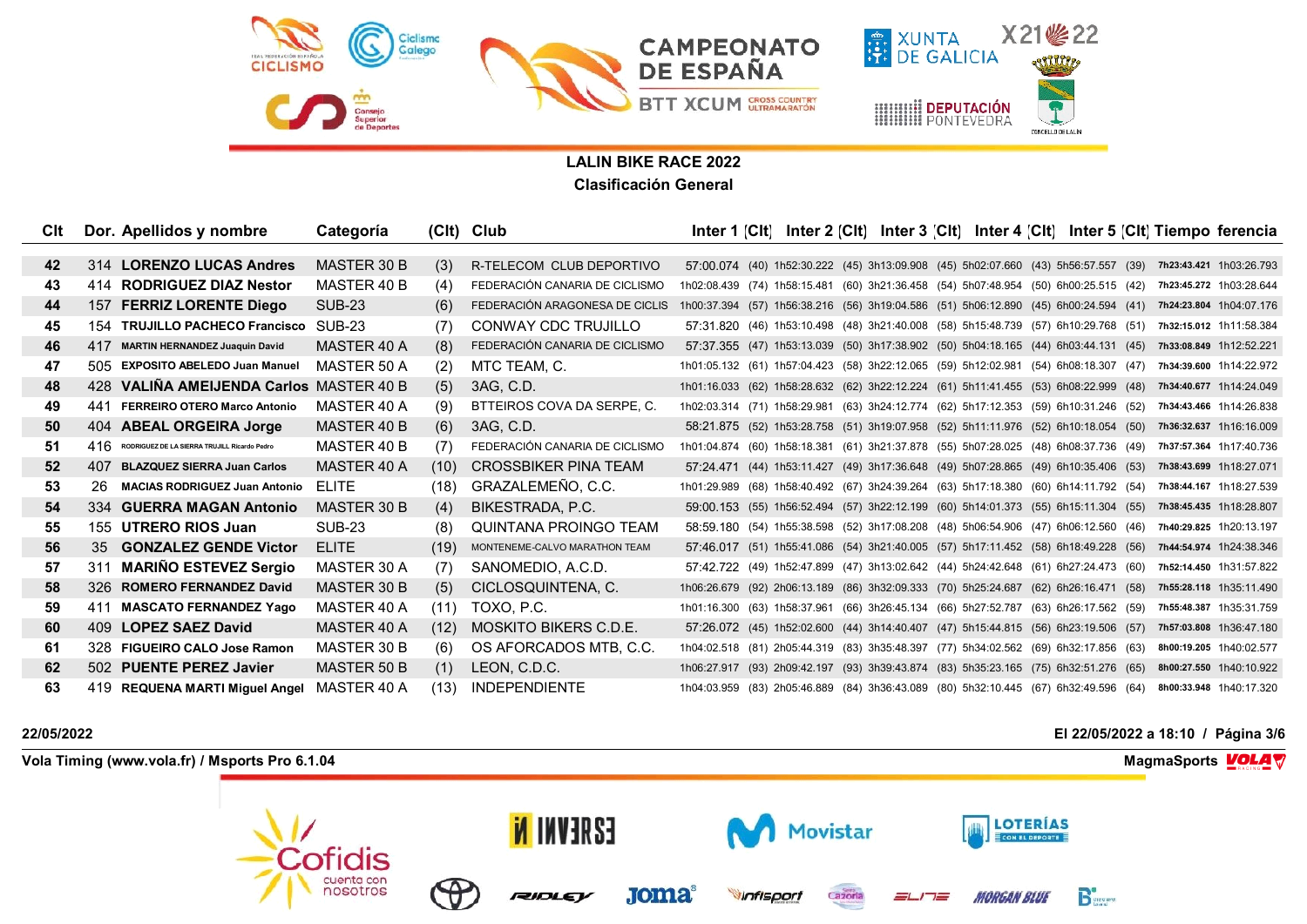## LALIN BIKE RACE 2022

### Clasificación General

| Clt | Dor. | Apellidos y nombre | Categoría | (Clt) | Club | Inter 1 | (Clt) | Inter 2 | (Clt) | Inter 3 | (Clt) | Inter 4 | (Clt) | Inter 5 | (Clt) | Tiempo | ferencia |
|---|---|---|---|---|---|---|---|---|---|---|---|---|---|---|---|---|---|
| 42 | 314 | LORENZO LUCAS Andres | MASTER 30 B | (3) | R-TELECOM CLUB DEPORTIVO | 57:00.074 | (40) | 1h52:30.222 | (45) | 3h13:09.908 | (45) | 5h02:07.660 | (43) | 5h56:57.557 | (39) | 7h23:43.421 | 1h03:26.793 |
| 43 | 414 | RODRIGUEZ DIAZ Nestor | MASTER 40 B | (4) | FEDERACIÓN CANARIA DE CICLISMO | 1h02:08.439 | (74) | 1h58:15.481 | (60) | 3h21:36.458 | (54) | 5h07:48.954 | (50) | 6h00:25.515 | (42) | 7h23:45.272 | 1h03:28.644 |
| 44 | 157 | FERRIZ LORENTE Diego | SUB-23 | (6) | FEDERACIÓN ARAGONESA DE CICLIS | 1h00:37.394 | (57) | 1h56:38.216 | (56) | 3h19:04.586 | (51) | 5h06:12.890 | (45) | 6h00:24.594 | (41) | 7h24:23.804 | 1h04:07.176 |
| 45 | 154 | TRUJILLO PACHECO Francisco | SUB-23 | (7) | CONWAY CDC TRUJILLO | 57:31.820 | (46) | 1h53:10.498 | (48) | 3h21:40.008 | (58) | 5h15:48.739 | (57) | 6h10:29.768 | (51) | 7h32:15.012 | 1h11:58.384 |
| 46 | 417 | MARTIN HERNANDEZ Juaquin David | MASTER 40 A | (8) | FEDERACIÓN CANARIA DE CICLISMO | 57:37.355 | (47) | 1h53:13.039 | (50) | 3h17:38.902 | (50) | 5h04:18.165 | (44) | 6h03:44.131 | (45) | 7h33:08.849 | 1h12:52.221 |
| 47 | 505 | EXPOSITO ABELEDO Juan Manuel | MASTER 50 A | (2) | MTC TEAM, C. | 1h01:05.132 | (61) | 1h57:04.423 | (58) | 3h22:12.065 | (59) | 5h12:02.981 | (54) | 6h08:18.307 | (47) | 7h34:39.600 | 1h14:22.972 |
| 48 | 428 | VALIÑA AMEIJENDA Carlos | MASTER 40 B | (5) | 3AG, C.D. | 1h01:16.033 | (62) | 1h58:28.632 | (62) | 3h22:12.224 | (61) | 5h11:41.455 | (53) | 6h08:22.999 | (48) | 7h34:40.677 | 1h14:24.049 |
| 49 | 441 | FERREIRO OTERO Marco Antonio | MASTER 40 A | (9) | BTTEIROS COVA DA SERPE, C. | 1h02:03.314 | (71) | 1h58:29.981 | (63) | 3h24:12.774 | (62) | 5h17:12.353 | (59) | 6h10:31.246 | (52) | 7h34:43.466 | 1h14:26.838 |
| 50 | 404 | ABEAL ORGEIRA Jorge | MASTER 40 B | (6) | 3AG, C.D. | 58:21.875 | (52) | 1h53:28.758 | (51) | 3h19:07.958 | (52) | 5h11:11.976 | (52) | 6h10:18.054 | (50) | 7h36:32.637 | 1h16:16.009 |
| 51 | 416 | RODRIGUEZ DE LA SIERRA TRUJILL Ricardo Pedro | MASTER 40 B | (7) | FEDERACIÓN CANARIA DE CICLISMO | 1h01:04.874 | (60) | 1h58:18.381 | (61) | 3h21:37.878 | (55) | 5h07:28.025 | (48) | 6h08:37.736 | (49) | 7h37:57.364 | 1h17:40.736 |
| 52 | 407 | BLAZQUEZ SIERRA Juan Carlos | MASTER 40 A | (10) | CROSSBIKER PINA TEAM | 57:24.471 | (44) | 1h53:11.427 | (49) | 3h17:36.648 | (49) | 5h07:28.865 | (49) | 6h10:35.406 | (53) | 7h38:43.699 | 1h18:27.071 |
| 53 | 26 | MACIAS RODRIGUEZ Juan Antonio | ELITE | (18) | GRAZALEMEÑO, C.C. | 1h01:29.989 | (68) | 1h58:40.492 | (67) | 3h24:39.264 | (63) | 5h17:18.380 | (60) | 6h14:11.792 | (54) | 7h38:44.167 | 1h18:27.539 |
| 54 | 334 | GUERRA MAGAN Antonio | MASTER 30 B | (4) | BIKESTRADA, P.C. | 59:00.153 | (55) | 1h56:52.494 | (57) | 3h22:12.199 | (60) | 5h14:01.373 | (55) | 6h15:11.304 | (55) | 7h38:45.435 | 1h18:28.807 |
| 55 | 155 | UTRERO RIOS Juan | SUB-23 | (8) | QUINTANA PROINGO TEAM | 58:59.180 | (54) | 1h55:38.598 | (52) | 3h17:08.208 | (48) | 5h06:54.906 | (47) | 6h06:12.560 | (46) | 7h40:29.825 | 1h20:13.197 |
| 56 | 35 | GONZALEZ GENDE Victor | ELITE | (19) | MONTENEME-CALVO MARATHON TEAM | 57:46.017 | (51) | 1h55:41.086 | (54) | 3h21:40.005 | (57) | 5h17:11.452 | (58) | 6h18:49.228 | (56) | 7h44:54.974 | 1h24:38.346 |
| 57 | 311 | MARIÑO ESTEVEZ Sergio | MASTER 30 A | (7) | SANOMEDIO, A.C.D. | 57:42.722 | (49) | 1h52:47.899 | (47) | 3h13:02.642 | (44) | 5h24:42.648 | (61) | 6h27:24.473 | (60) | 7h52:14.450 | 1h31:57.822 |
| 58 | 326 | ROMERO FERNANDEZ David | MASTER 30 B | (5) | CICLOSQUINTENA, C. | 1h06:26.679 | (92) | 2h06:13.189 | (86) | 3h32:09.333 | (70) | 5h25:24.687 | (62) | 6h26:16.471 | (58) | 7h55:28.118 | 1h35:11.490 |
| 59 | 411 | MASCATO FERNANDEZ Yago | MASTER 40 A | (11) | TOXO, P.C. | 1h01:16.300 | (63) | 1h58:37.961 | (66) | 3h26:45.134 | (66) | 5h27:52.787 | (63) | 6h26:17.562 | (59) | 7h55:48.387 | 1h35:31.759 |
| 60 | 409 | LOPEZ SAEZ David | MASTER 40 A | (12) | MOSKITO BIKERS C.D.E. | 57:26.072 | (45) | 1h52:02.600 | (44) | 3h14:40.407 | (47) | 5h15:44.815 | (56) | 6h23:19.506 | (57) | 7h57:03.808 | 1h36:47.180 |
| 61 | 328 | FIGUEIRO CALO Jose Ramon | MASTER 30 B | (6) | OS AFORCADOS MTB, C.C. | 1h04:02.518 | (81) | 2h05:44.319 | (83) | 3h35:48.397 | (77) | 5h34:02.562 | (69) | 6h32:17.856 | (63) | 8h00:19.205 | 1h40:02.577 |
| 62 | 502 | PUENTE PEREZ Javier | MASTER 50 B | (1) | LEON, C.D.C. | 1h06:27.917 | (93) | 2h09:42.197 | (93) | 3h39:43.874 | (83) | 5h35:23.165 | (75) | 6h32:51.276 | (65) | 8h00:27.550 | 1h40:10.922 |
| 63 | 419 | REQUENA MARTI Miguel Angel | MASTER 40 A | (13) | INDEPENDIENTE | 1h04:03.959 | (83) | 2h05:46.889 | (84) | 3h36:43.089 | (80) | 5h32:10.445 | (67) | 6h32:49.596 | (64) | 8h00:33.948 | 1h40:17.320 |

22/05/2022

El 22/05/2022 a 18:10

Vola Timing (www.vola.fr) / Msports Pro 6.1.04

MagmaSports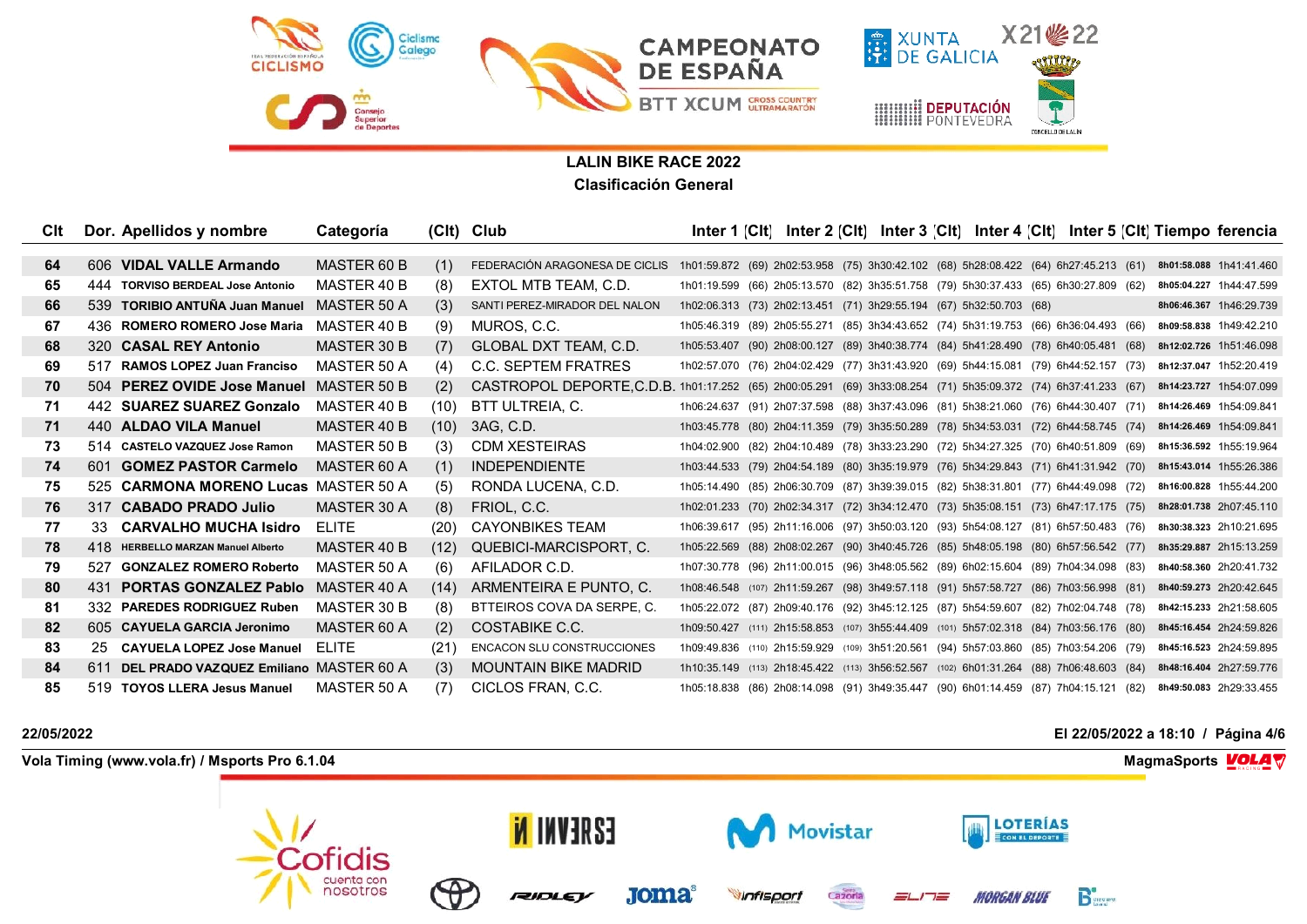**LALIN BIKE RACE 2022**

**Clasificación General**

| Clt | Dor. | Apellidos y nombre | Categoría | (Clt) | Club | Inter 1 | (Clt) | Inter 2 | (Clt) | Inter 3 | (Clt) | Inter 4 | (Clt) | Inter 5 | (Clt) | Tiempo | ferencia |
|---|---|---|---|---|---|---|---|---|---|---|---|---|---|---|---|---|---|
| 64 | 606 | **VIDAL VALLE Armando** | MASTER 60 B | (1) | FEDERACIÓN ARAGONESA DE CICLIS | 1h01:59.872 | (69) | 2h02:53.958 | (75) | 3h30:42.102 | (68) | 5h28:08.422 | (64) | 6h27:45.213 | (61) | 8h01:58.088 | 1h41:41.460 |
| 65 | 444 | **TORVISO BERDEAL Jose Antonio** | MASTER 40 B | (8) | EXTOL MTB TEAM, C.D. | 1h01:19.599 | (66) | 2h05:13.570 | (82) | 3h35:51.758 | (79) | 5h30:37.433 | (65) | 6h30:27.809 | (62) | 8h05:04.227 | 1h44:47.599 |
| 66 | 539 | **TORIBIO ANTUÑA Juan Manuel** | MASTER 50 A | (3) | SANTI PEREZ-MIRADOR DEL NALON | 1h02:06.313 | (73) | 2h02:13.451 | (71) | 3h29:55.194 | (67) | 5h32:50.703 | (68) | | | 8h06:46.367 | 1h46:29.739 |
| 67 | 436 | **ROMERO ROMERO Jose Maria** | MASTER 40 B | (9) | MUROS, C.C. | 1h05:46.319 | (89) | 2h05:55.271 | (85) | 3h34:43.652 | (74) | 5h31:19.753 | (66) | 6h36:04.493 | (66) | 8h09:58.838 | 1h49:42.210 |
| 68 | 320 | **CASAL REY Antonio** | MASTER 30 B | (7) | GLOBAL DXT TEAM, C.D. | 1h05:53.407 | (90) | 2h08:00.127 | (89) | 3h40:38.774 | (84) | 5h41:28.490 | (78) | 6h40:05.481 | (68) | 8h12:02.726 | 1h51:46.098 |
| 69 | 517 | **RAMOS LOPEZ Juan Francisco** | MASTER 50 A | (4) | C.C. SEPTEM FRATRES | 1h02:57.070 | (76) | 2h04:02.429 | (77) | 3h31:43.920 | (69) | 5h44:15.081 | (79) | 6h44:52.157 | (73) | 8h12:37.047 | 1h52:20.419 |
| 70 | 504 | **PEREZ OVIDE Jose Manuel** | MASTER 50 B | (2) | CASTROPOL DEPORTE,C.D.B. | 1h01:17.252 | (65) | 2h00:05.291 | (69) | 3h33:08.254 | (71) | 5h35:09.372 | (74) | 6h37:41.233 | (67) | 8h14:23.727 | 1h54:07.099 |
| 71 | 442 | **SUAREZ SUAREZ Gonzalo** | MASTER 40 B | (10) | BTT ULTREIA, C. | 1h06:24.637 | (91) | 2h07:37.598 | (88) | 3h37:43.096 | (81) | 5h38:21.060 | (76) | 6h44:30.407 | (71) | 8h14:26.469 | 1h54:09.841 |
| 71 | 440 | **ALDAO VILA Manuel** | MASTER 40 B | (10) | 3AG, C.D. | 1h03:45.778 | (80) | 2h04:11.359 | (79) | 3h35:50.289 | (78) | 5h34:53.031 | (72) | 6h44:58.745 | (74) | 8h14:26.469 | 1h54:09.841 |
| 73 | 514 | **CASTELO VAZQUEZ Jose Ramon** | MASTER 50 B | (3) | CDM XESTEIRAS | 1h04:02.900 | (82) | 2h04:10.489 | (78) | 3h33:23.290 | (72) | 5h34:27.325 | (70) | 6h40:51.809 | (69) | 8h15:36.592 | 1h55:19.964 |
| 74 | 601 | **GOMEZ PASTOR Carmelo** | MASTER 60 A | (1) | INDEPENDIENTE | 1h03:44.533 | (79) | 2h04:54.189 | (80) | 3h35:19.979 | (76) | 5h34:29.843 | (71) | 6h41:31.942 | (70) | 8h15:43.014 | 1h55:26.386 |
| 75 | 525 | **CARMONA MORENO Lucas** | MASTER 50 A | (5) | RONDA LUCENA, C.D. | 1h05:14.490 | (85) | 2h06:30.709 | (87) | 3h39:39.015 | (82) | 5h38:31.801 | (77) | 6h44:49.098 | (72) | 8h16:00.828 | 1h55:44.200 |
| 76 | 317 | **CABADO PRADO Julio** | MASTER 30 A | (8) | FRIOL, C.C. | 1h02:01.233 | (70) | 2h02:34.317 | (72) | 3h34:12.470 | (73) | 5h35:08.151 | (73) | 6h47:17.175 | (75) | 8h28:01.738 | 2h07:45.110 |
| 77 | 33 | **CARVALHO MUCHA Isidro** | ELITE | (20) | CAYONBIKES TEAM | 1h06:39.617 | (95) | 2h11:16.006 | (97) | 3h50:03.120 | (93) | 5h54:08.127 | (81) | 6h57:50.483 | (76) | 8h30:38.323 | 2h10:21.695 |
| 78 | 418 | **HERBELLO MARZAN Manuel Alberto** | MASTER 40 B | (12) | QUEBICI-MARCISPORT, C. | 1h05:22.569 | (88) | 2h08:02.267 | (90) | 3h40:45.726 | (85) | 5h48:05.198 | (80) | 6h57:56.542 | (77) | 8h35:29.887 | 2h15:13.259 |
| 79 | 527 | **GONZALEZ ROMERO Roberto** | MASTER 50 A | (6) | AFILADOR C.D. | 1h07:30.778 | (96) | 2h11:00.015 | (96) | 3h48:05.562 | (89) | 6h02:15.604 | (89) | 7h04:34.098 | (83) | 8h40:58.360 | 2h20:41.732 |
| 80 | 431 | **PORTAS GONZALEZ Pablo** | MASTER 40 A | (14) | ARMENTEIRA E PUNTO, C. | 1h08:46.548 | (107) | 2h11:59.267 | (98) | 3h49:57.118 | (91) | 5h57:58.727 | (86) | 7h03:56.998 | (81) | 8h40:59.273 | 2h20:42.645 |
| 81 | 332 | **PAREDES RODRIGUEZ Ruben** | MASTER 30 B | (8) | BTTEIROS COVA DA SERPE, C. | 1h05:22.072 | (87) | 2h09:40.176 | (92) | 3h45:12.125 | (87) | 5h54:59.607 | (82) | 7h02:04.748 | (78) | 8h42:15.233 | 2h21:58.605 |
| 82 | 605 | **CAYUELA GARCIA Jeronimo** | MASTER 60 A | (2) | COSTABIKE C.C. | 1h09:50.427 | (111) | 2h15:58.853 | (107) | 3h55:44.409 | (101) | 5h57:02.318 | (84) | 7h03:56.176 | (80) | 8h45:16.454 | 2h24:59.826 |
| 83 | 25 | **CAYUELA LOPEZ Jose Manuel** | ELITE | (21) | ENCACON SLU CONSTRUCCIONES | 1h09:49.836 | (110) | 2h15:59.929 | (109) | 3h51:20.561 | (94) | 5h57:03.860 | (85) | 7h03:54.206 | (79) | 8h45:16.523 | 2h24:59.895 |
| 84 | 611 | **DEL PRADO VAZQUEZ Emiliano** | MASTER 60 A | (3) | MOUNTAIN BIKE MADRID | 1h10:35.149 | (113) | 2h18:45.422 | (113) | 3h56:52.567 | (102) | 6h01:31.264 | (88) | 7h06:48.603 | (84) | 8h48:16.404 | 2h27:59.776 |
| 85 | 519 | **TOYOS LLERA Jesus Manuel** | MASTER 50 A | (7) | CICLOS FRAN, C.C. | 1h05:18.838 | (86) | 2h08:14.098 | (91) | 3h49:35.447 | (90) | 6h01:14.459 | (87) | 7h04:15.121 | (82) | 8h49:50.083 | 2h29:33.455 |

**22/05/2022** | **El 22/05/2022 a 18:10**

**Vola Timing (www.vola.fr) / Msports Pro 6.1.04** | **MagmaSports**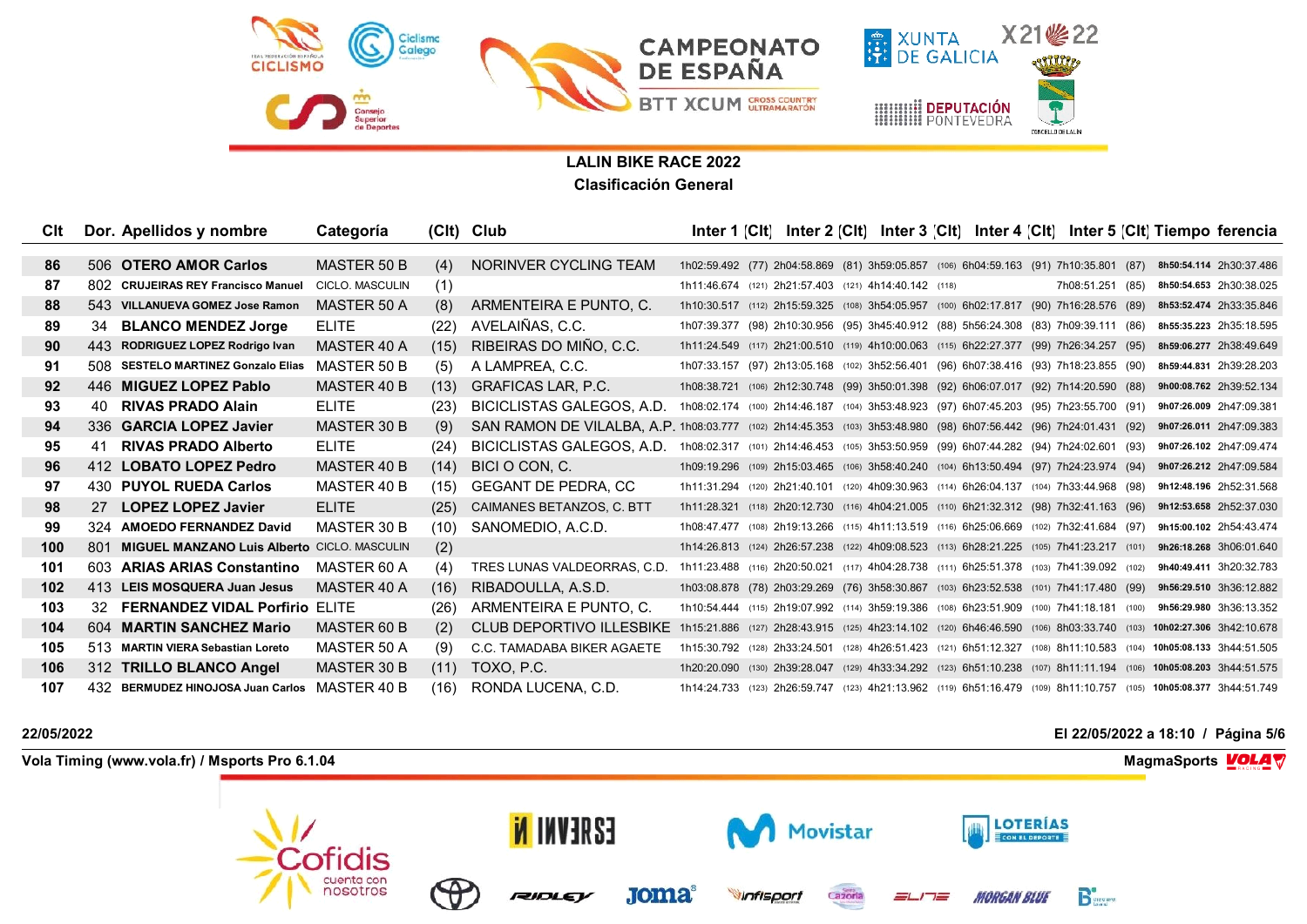## CAMPEONATO DE ESPAÑA BTT XCUM CROSS COUNTRY ULTRAMARATÓN

### LALIN BIKE RACE 2022
### Clasificación General

| Clt | Dor. | Apellidos y nombre | Categoría | (Clt) | Club | Inter 1 | (Clt) | Inter 2 | (Clt) | Inter 3 | (Clt) | Inter 4 | (Clt) | Inter 5 | (Clt) | Tiempo | ferencia |
|---|---|---|---|---|---|---|---|---|---|---|---|---|---|---|---|---|---|
| 86 | 506 | OTERO AMOR Carlos | MASTER 50 B | (4) | NORINVER CYCLING TEAM | 1h02:59.492 | (77) | 2h04:58.869 | (81) | 3h59:05.857 | (106) | 6h04:59.163 | (91) | 7h10:35.801 | (87) | 8h50:54.114 | 2h30:37.486 |
| 87 | 802 | CRUJEIRAS REY Francisco Manuel | CICLO. MASCULIN | (1) | | 1h11:46.674 | (121) | 2h21:57.403 | (121) | 4h14:40.142 | (118) | | | 7h08:51.251 | (85) | 8h50:54.653 | 2h30:38.025 |
| 88 | 543 | VILLANUEVA GOMEZ Jose Ramon | MASTER 50 A | (8) | ARMENTEIRA E PUNTO, C. | 1h10:30.517 | (112) | 2h15:59.325 | (108) | 3h54:05.957 | (100) | 6h02:17.817 | (90) | 7h16:28.576 | (89) | 8h53:52.474 | 2h33:35.846 |
| 89 | 34 | BLANCO MENDEZ Jorge | ELITE | (22) | AVELAIÑAS, C.C. | 1h07:39.377 | (98) | 2h10:30.956 | (95) | 3h45:40.912 | (88) | 5h56:24.308 | (83) | 7h09:39.111 | (86) | 8h55:35.223 | 2h35:18.595 |
| 90 | 443 | RODRIGUEZ LOPEZ Rodrigo Ivan | MASTER 40 A | (15) | RIBEIRAS DO MIÑO, C.C. | 1h11:24.549 | (117) | 2h21:00.510 | (119) | 4h10:00.063 | (115) | 6h22:27.377 | (99) | 7h26:34.257 | (95) | 8h59:06.277 | 2h38:49.649 |
| 91 | 508 | SESTELO MARTINEZ Gonzalo Elias | MASTER 50 B | (5) | A LAMPREA, C.C. | 1h07:33.157 | (97) | 2h13:05.168 | (102) | 3h52:56.401 | (96) | 6h07:38.416 | (93) | 7h18:23.855 | (90) | 8h59:44.831 | 2h39:28.203 |
| 92 | 446 | MIGUEZ LOPEZ Pablo | MASTER 40 B | (13) | GRAFICAS LAR, P.C. | 1h08:38.721 | (106) | 2h12:30.748 | (99) | 3h50:01.398 | (92) | 6h06:07.017 | (92) | 7h14:20.590 | (88) | 9h00:08.762 | 2h39:52.134 |
| 93 | 40 | RIVAS PRADO Alain | ELITE | (23) | BICICLISTAS GALEGOS, A.D. | 1h08:02.174 | (100) | 2h14:46.187 | (104) | 3h53:48.923 | (97) | 6h07:45.203 | (95) | 7h23:55.700 | (91) | 9h07:26.009 | 2h47:09.381 |
| 94 | 336 | GARCIA LOPEZ Javier | MASTER 30 B | (9) | SAN RAMON DE VILALBA, A.P. | 1h08:03.777 | (102) | 2h14:45.353 | (103) | 3h53:48.980 | (98) | 6h07:56.442 | (96) | 7h24:01.431 | (92) | 9h07:26.011 | 2h47:09.383 |
| 95 | 41 | RIVAS PRADO Alberto | ELITE | (24) | BICICLISTAS GALEGOS, A.D. | 1h08:02.317 | (101) | 2h14:46.453 | (105) | 3h53:50.959 | (99) | 6h07:44.282 | (94) | 7h24:02.601 | (93) | 9h07:26.102 | 2h47:09.474 |
| 96 | 412 | LOBATO LOPEZ Pedro | MASTER 40 B | (14) | BICI O CON, C. | 1h09:19.296 | (109) | 2h15:03.465 | (106) | 3h58:40.240 | (104) | 6h13:50.494 | (97) | 7h24:23.974 | (94) | 9h07:26.212 | 2h47:09.584 |
| 97 | 430 | PUYOL RUEDA Carlos | MASTER 40 B | (15) | GEGANT DE PEDRA, CC | 1h11:31.294 | (120) | 2h21:40.101 | (120) | 4h09:30.963 | (114) | 6h26:04.137 | (104) | 7h33:44.968 | (98) | 9h12:48.196 | 2h52:31.568 |
| 98 | 27 | LOPEZ LOPEZ Javier | ELITE | (25) | CAIMANES BETANZOS, C. BTT | 1h11:28.321 | (118) | 2h20:12.730 | (116) | 4h04:21.005 | (110) | 6h21:32.312 | (98) | 7h32:41.163 | (96) | 9h12:53.658 | 2h52:37.030 |
| 99 | 324 | AMOEDO FERNANDEZ David | MASTER 30 B | (10) | SANOMEDIO, A.C.D. | 1h08:47.477 | (108) | 2h19:13.266 | (115) | 4h11:13.519 | (116) | 6h25:06.669 | (102) | 7h32:41.684 | (97) | 9h15:00.102 | 2h54:43.474 |
| 100 | 801 | MIGUEL MANZANO Luis Alberto | CICLO. MASCULIN | (2) | | 1h14:26.813 | (124) | 2h26:57.238 | (122) | 4h09:08.523 | (113) | 6h28:21.225 | (105) | 7h41:23.217 | (101) | 9h26:18.268 | 3h06:01.640 |
| 101 | 603 | ARIAS ARIAS Constantino | MASTER 60 A | (4) | TRES LUNAS VALDEORRAS, C.D. | 1h11:23.488 | (116) | 2h20:50.021 | (117) | 4h04:28.738 | (111) | 6h25:51.378 | (103) | 7h41:39.092 | (102) | 9h40:49.411 | 3h20:32.783 |
| 102 | 413 | LEIS MOSQUERA Juan Jesus | MASTER 40 A | (16) | RIBADOULLA, A.S.D. | 1h03:08.878 | (78) | 2h03:29.269 | (76) | 3h58:30.867 | (103) | 6h23:52.538 | (101) | 7h41:17.480 | (99) | 9h56:29.510 | 3h36:12.882 |
| 103 | 32 | FERNANDEZ VIDAL Porfirio | ELITE | (26) | ARMENTEIRA E PUNTO, C. | 1h10:54.444 | (115) | 2h19:07.992 | (114) | 3h59:19.386 | (108) | 6h23:51.909 | (100) | 7h41:18.181 | (100) | 9h56:29.980 | 3h36:13.352 |
| 104 | 604 | MARTIN SANCHEZ Mario | MASTER 60 B | (2) | CLUB DEPORTIVO ILLESBIKE | 1h15:21.886 | (127) | 2h28:43.915 | (125) | 4h23:14.102 | (120) | 6h46:46.590 | (106) | 8h03:33.740 | (103) | 10h02:27.306 | 3h42:10.678 |
| 105 | 513 | MARTIN VIERA Sebastian Loreto | MASTER 50 A | (9) | C.C. TAMADABA BIKER AGAETE | 1h15:30.792 | (128) | 2h33:24.501 | (128) | 4h26:51.423 | (121) | 6h51:12.327 | (108) | 8h11:10.583 | (104) | 10h05:08.133 | 3h44:51.505 |
| 106 | 312 | TRILLO BLANCO Angel | MASTER 30 B | (11) | TOXO, P.C. | 1h20:20.090 | (130) | 2h39:28.047 | (129) | 4h33:34.292 | (123) | 6h51:10.238 | (107) | 8h11:11.194 | (106) | 10h05:08.203 | 3h44:51.575 |
| 107 | 432 | BERMUDEZ HINOJOSA Juan Carlos | MASTER 40 B | (16) | RONDA LUCENA, C.D. | 1h14:24.733 | (123) | 2h26:59.747 | (123) | 4h21:13.962 | (119) | 6h51:16.479 | (109) | 8h11:10.757 | (105) | 10h05:08.377 | 3h44:51.749 |

22/05/2022

Vola Timing (www.vola.fr) / Msports Pro 6.1.04

El 22/05/2022 a 18:10 / Página 5/6

MagmaSports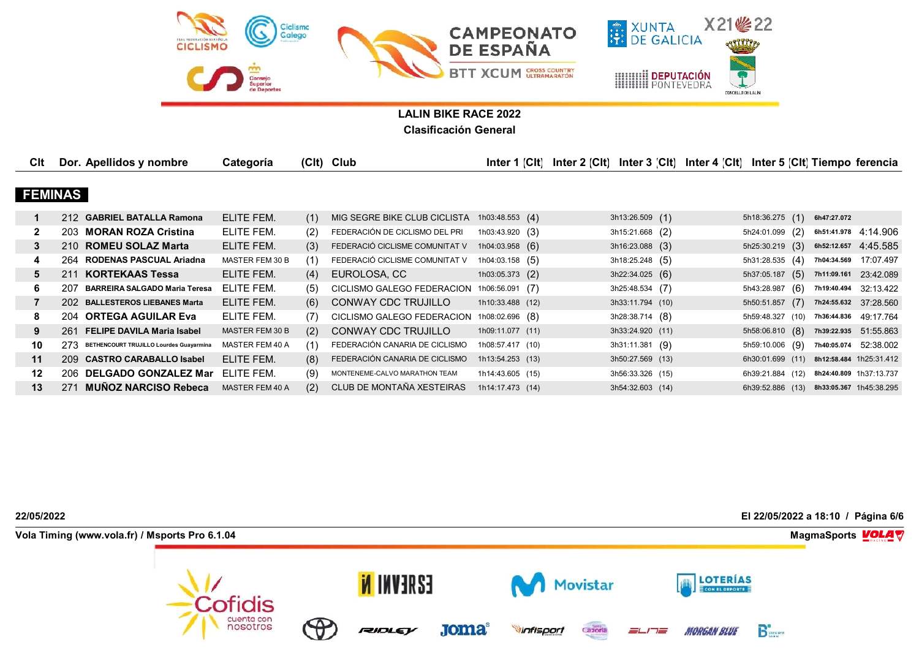# LALIN BIKE RACE 2022

## Clasificación General

| Clt | Dor. | Apellidos y nombre | Categoría | (Clt) | Club | Inter 1 | (Clt) | Inter 2 | (Clt) | Inter 3 | (Clt) | Inter 4 | (Clt) | Inter 5 | (Clt) | Tiempo | ferencia |
|---|---|---|---|---|---|---|---|---|---|---|---|---|---|---|---|---|---|
| **FEMINAS** | | | | | | | | | | | | | | | | | |
| 1 | 212 | **GABRIEL BATALLA Ramona** | ELITE FEM. | (1) | MIG SEGRE BIKE CLUB CICLISTA | 1h03:48.553 | (4) | | | 3h13:26.509 | (1) | | | 5h18:36.275 | (1) | 6h47:27.072 | |
| 2 | 203 | **MORAN ROZA Cristina** | ELITE FEM. | (2) | FEDERACIÓN DE CICLISMO DEL PRI | 1h03:43.920 | (3) | | | 3h15:21.668 | (2) | | | 5h24:01.099 | (2) | 6h51:41.978 | 4:14.906 |
| 3 | 210 | **ROMEU SOLAZ Marta** | ELITE FEM. | (3) | FEDERACIÓ CICLISME COMUNITAT V | 1h04:03.958 | (6) | | | 3h16:23.088 | (3) | | | 5h25:30.219 | (3) | 6h52:12.657 | 4:45.585 |
| 4 | 264 | **RODENAS PASCUAL Ariadna** | MASTER FEM 30 B | (1) | FEDERACIÓ CICLISME COMUNITAT V | 1h04:03.158 | (5) | | | 3h18:25.248 | (5) | | | 5h31:28.535 | (4) | 7h04:34.569 | 17:07.497 |
| 5 | 211 | **KORTEKAAS Tessa** | ELITE FEM. | (4) | EUROLOSA, CC | 1h03:05.373 | (2) | | | 3h22:34.025 | (6) | | | 5h37:05.187 | (5) | 7h11:09.161 | 23:42.089 |
| 6 | 207 | **BARREIRA SALGADO Maria Teresa** | ELITE FEM. | (5) | CICLISMO GALEGO FEDERACION | 1h06:56.091 | (7) | | | 3h25:48.534 | (7) | | | 5h43:28.987 | (6) | 7h19:40.494 | 32:13.422 |
| 7 | 202 | **BALLESTEROS LIEBANES Marta** | ELITE FEM. | (6) | CONWAY CDC TRUJILLO | 1h10:33.488 | (12) | | | 3h33:11.794 | (10) | | | 5h50:51.857 | (7) | 7h24:55.632 | 37:28.560 |
| 8 | 204 | **ORTEGA AGUILAR Eva** | ELITE FEM. | (7) | CICLISMO GALEGO FEDERACION | 1h08:02.696 | (8) | | | 3h28:38.714 | (8) | | | 5h59:48.327 | (10) | 7h36:44.836 | 49:17.764 |
| 9 | 261 | **FELIPE DAVILA Maria Isabel** | MASTER FEM 30 B | (2) | CONWAY CDC TRUJILLO | 1h09:11.077 | (11) | | | 3h33:24.920 | (11) | | | 5h58:06.810 | (8) | 7h39:22.935 | 51:55.863 |
| 10 | 273 | **BETHENCOURT TRUJILLO Lourdes Guayarmina** | MASTER FEM 40 A | (1) | FEDERACIÓN CANARIA DE CICLISMO | 1h08:57.417 | (10) | | | 3h31:11.381 | (9) | | | 5h59:10.006 | (9) | 7h40:05.074 | 52:38.002 |
| 11 | 209 | **CASTRO CARABALLO Isabel** | ELITE FEM. | (8) | FEDERACIÓN CANARIA DE CICLISMO | 1h13:54.253 | (13) | | | 3h50:27.569 | (13) | | | 6h30:01.699 | (11) | 8h12:58.484 | 1h25:31.412 |
| 12 | 206 | **DELGADO GONZALEZ Mar** | ELITE FEM. | (9) | MONTENEME-CALVO MARATHON TEAM | 1h14:43.605 | (15) | | | 3h56:33.326 | (15) | | | 6h39:21.884 | (12) | 8h24:40.809 | 1h37:13.737 |
| 13 | 271 | **MUÑOZ NARCISO Rebeca** | MASTER FEM 40 A | (2) | CLUB DE MONTAÑA XESTEIRAS | 1h14:17.473 | (14) | | | 3h54:32.603 | (14) | | | 6h39:52.886 | (13) | 8h33:05.367 | 1h45:38.295 |

22/05/2022

El 22/05/2022 a 18:10

Vola Timing (www.vola.fr) / Msports Pro 6.1.04

MagmaSports